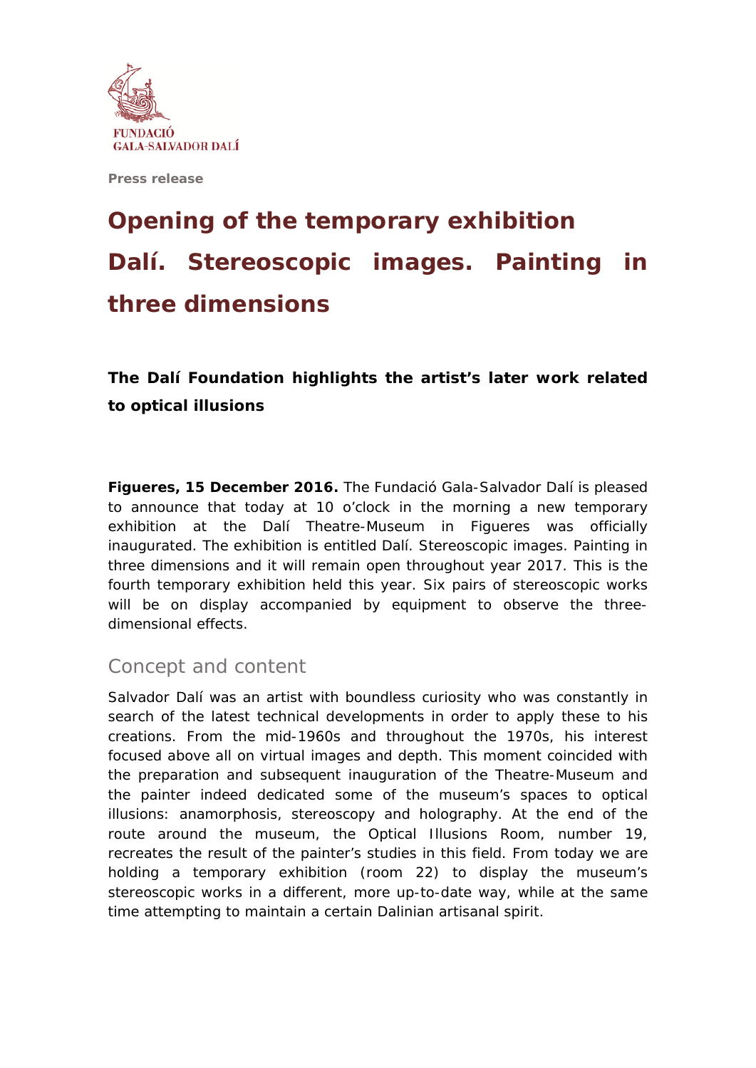FUNDACIÓ GALA-SALVADOR DALÍ

Press release

# Opening of the temporary exhibition Dalí. Stereoscopic images. Painting in three dimensions

### The Dalí Foundation highlights the artist's later work related to optical illusions

**Figueres, 15 December 2016.** The Fundació Gala-Salvador Dalí is pleased to announce that today at 10 o'clock in the morning a new temporary exhibition at the Dalí Theatre-Museum in Figueres was officially inaugurated. The exhibition is entitled Dalí. Stereoscopic images. Painting in three dimensions and it will remain open throughout year 2017. This is the fourth temporary exhibition held this year. Six pairs of stereoscopic works will be on display accompanied by equipment to observe the three-dimensional effects.

## Concept and content

Salvador Dalí was an artist with boundless curiosity who was constantly in search of the latest technical developments in order to apply these to his creations. From the mid-1960s and throughout the 1970s, his interest focused above all on virtual images and depth. This moment coincided with the preparation and subsequent inauguration of the Theatre-Museum and the painter indeed dedicated some of the museum's spaces to optical illusions: anamorphosis, stereoscopy and holography. At the end of the route around the museum, the Optical Illusions Room, number 19, recreates the result of the painter's studies in this field. From today we are holding a temporary exhibition (room 22) to display the museum's stereoscopic works in a different, more up-to-date way, while at the same time attempting to maintain a certain Dalinian artisanal spirit.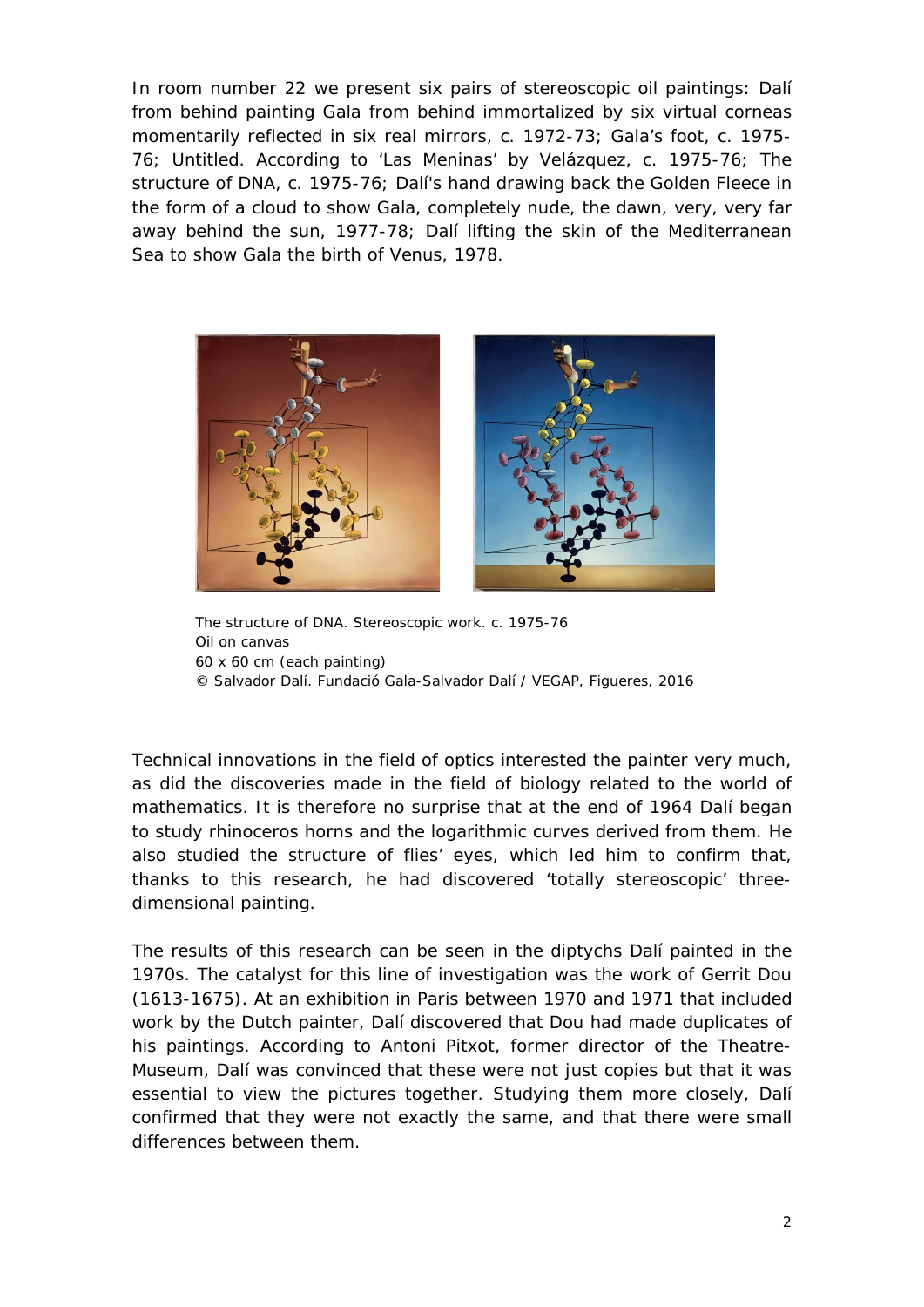In room number 22 we present six pairs of stereoscopic oil paintings: Dalí from behind painting Gala from behind immortalized by six virtual corneas momentarily reflected in six real mirrors, c. 1972-73; Gala's foot, c. 1975-76; Untitled. According to 'Las Meninas' by Velázquez, c. 1975-76; The structure of DNA, c. 1975-76; Dalí's hand drawing back the Golden Fleece in the form of a cloud to show Gala, completely nude, the dawn, very, very far away behind the sun, 1977-78; Dalí lifting the skin of the Mediterranean Sea to show Gala the birth of Venus, 1978.

The structure of DNA. Stereoscopic work. c. 1975-76
Oil on canvas
60 x 60 cm (each painting)
© Salvador Dalí. Fundació Gala-Salvador Dalí / VEGAP, Figueres, 2016

Technical innovations in the field of optics interested the painter very much, as did the discoveries made in the field of biology related to the world of mathematics. It is therefore no surprise that at the end of 1964 Dalí began to study rhinoceros horns and the logarithmic curves derived from them. He also studied the structure of flies' eyes, which led him to confirm that, thanks to this research, he had discovered 'totally stereoscopic' three-dimensional painting.

The results of this research can be seen in the diptychs Dalí painted in the 1970s. The catalyst for this line of investigation was the work of Gerrit Dou (1613-1675). At an exhibition in Paris between 1970 and 1971 that included work by the Dutch painter, Dalí discovered that Dou had made duplicates of his paintings. According to Antoni Pitxot, former director of the Theatre-Museum, Dalí was convinced that these were not just copies but that it was essential to view the pictures together. Studying them more closely, Dalí confirmed that they were not exactly the same, and that there were small differences between them.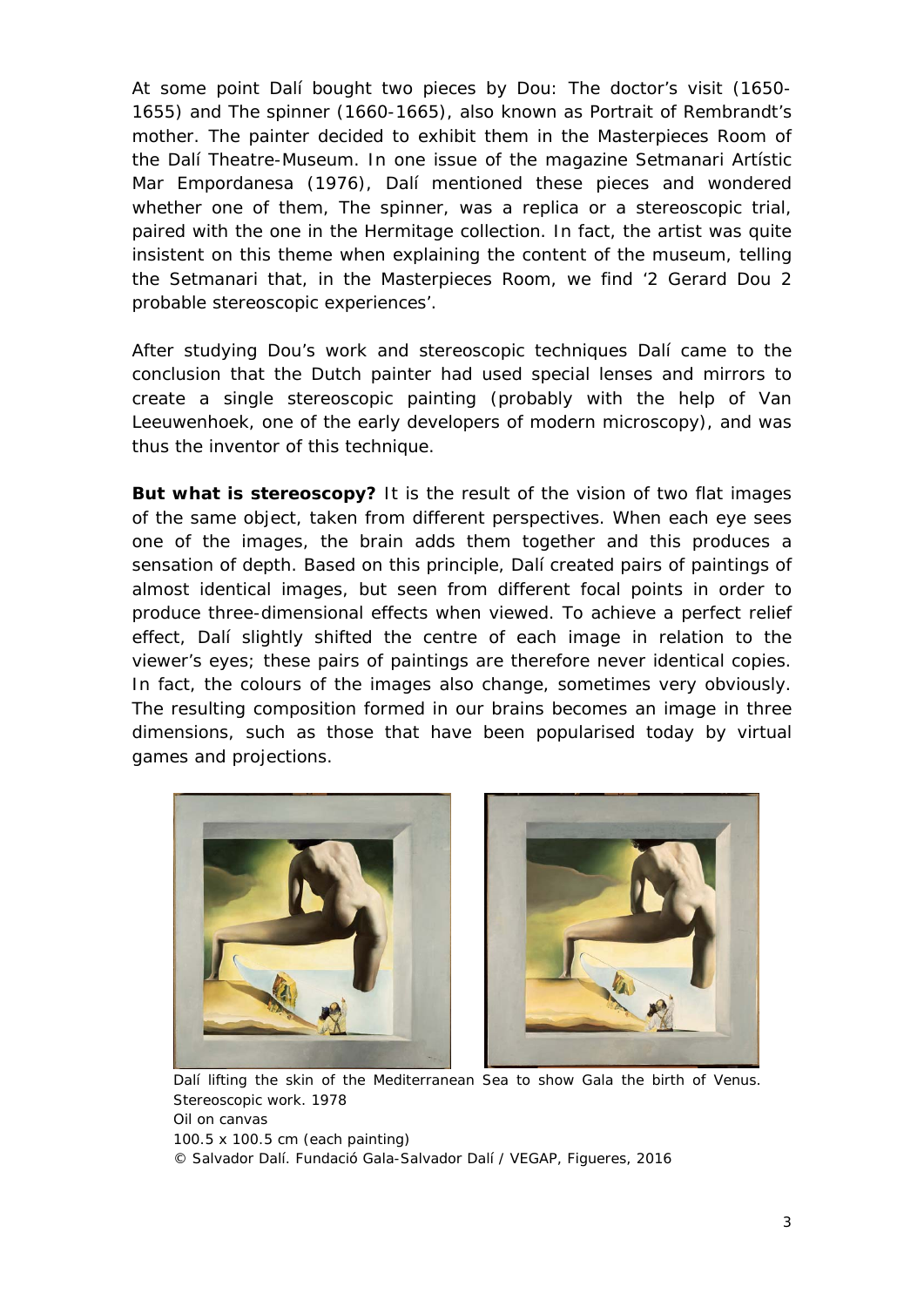At some point Dalí bought two pieces by Dou: *The doctor's visit* (1650-1655) and *The spinner* (1660-1665), also known as *Portrait of Rembrandt's mother*. The painter decided to exhibit them in the Masterpieces Room of the Dalí Theatre-Museum. In one issue of the magazine *Setmanari Artístic Mar Empordanesa* (1976), Dalí mentioned these pieces and wondered whether one of them, *The spinner*, was a replica or a stereoscopic trial, paired with the one in the Hermitage collection. In fact, the artist was quite insistent on this theme when explaining the content of the museum, telling the *Setmanari* that, in the Masterpieces Room, we find '2 Gerard Dou 2 probable stereoscopic experiences'.

After studying Dou's work and stereoscopic techniques Dalí came to the conclusion that the Dutch painter had used special lenses and mirrors to create a single stereoscopic painting (probably with the help of Van Leeuwenhoek, one of the early developers of modern microscopy), and was thus the inventor of this technique.

**But what is stereoscopy?** It is the result of the vision of two flat images of the same object, taken from different perspectives. When each eye sees one of the images, the brain adds them together and this produces a sensation of depth. Based on this principle, Dalí created pairs of paintings of almost identical images, but seen from different focal points in order to produce three-dimensional effects when viewed. To achieve a perfect relief effect, Dalí slightly shifted the centre of each image in relation to the viewer's eyes; these pairs of paintings are therefore never identical copies. In fact, the colours of the images also change, sometimes very obviously. The resulting composition formed in our brains becomes an image in three dimensions, such as those that have been popularised today by virtual games and projections.

*Dalí lifting the skin of the Mediterranean Sea to show Gala the birth of Venus*. Stereoscopic work. 1978
Oil on canvas
100.5 x 100.5 cm (each painting)
© Salvador Dalí. Fundació Gala-Salvador Dalí / VEGAP, Figueres, 2016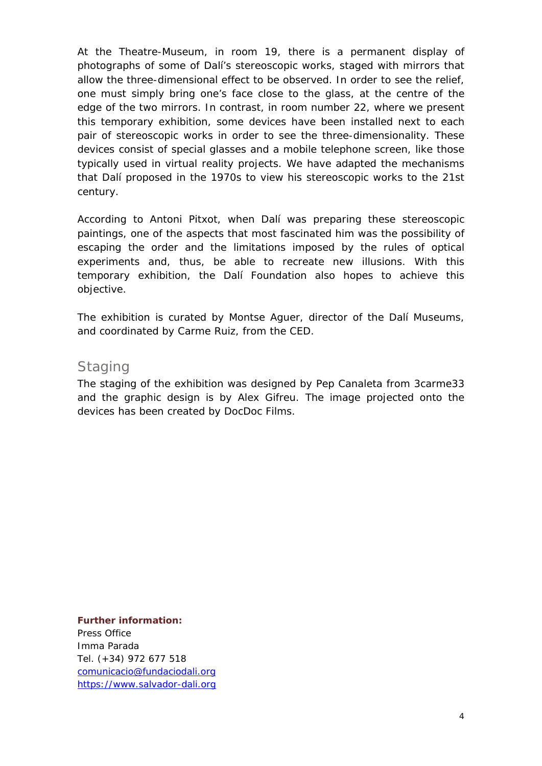At the Theatre-Museum, in room 19, there is a permanent display of photographs of some of Dalí's stereoscopic works, staged with mirrors that allow the three-dimensional effect to be observed. In order to see the relief, one must simply bring one's face close to the glass, at the centre of the edge of the two mirrors. In contrast, in room number 22, where we present this temporary exhibition, some devices have been installed next to each pair of stereoscopic works in order to see the three-dimensionality. These devices consist of special glasses and a mobile telephone screen, like those typically used in virtual reality projects. We have adapted the mechanisms that Dalí proposed in the 1970s to view his stereoscopic works to the 21st century.

According to Antoni Pitxot, when Dalí was preparing these stereoscopic paintings, one of the aspects that most fascinated him was the possibility of escaping the order and the limitations imposed by the rules of optical experiments and, thus, be able to recreate new illusions. With this temporary exhibition, the Dalí Foundation also hopes to achieve this objective.

The exhibition is curated by Montse Aguer, director of the Dalí Museums, and coordinated by Carme Ruiz, from the CED.

## Staging

The staging of the exhibition was designed by Pep Canaleta from 3carme33 and the graphic design is by Alex Gifreu. The image projected onto the devices has been created by DocDoc Films.

**Further information:**
Press Office
Imma Parada
Tel. (+34) 972 677 518
comunicacio@fundaciodali.org
https://www.salvador-dali.org